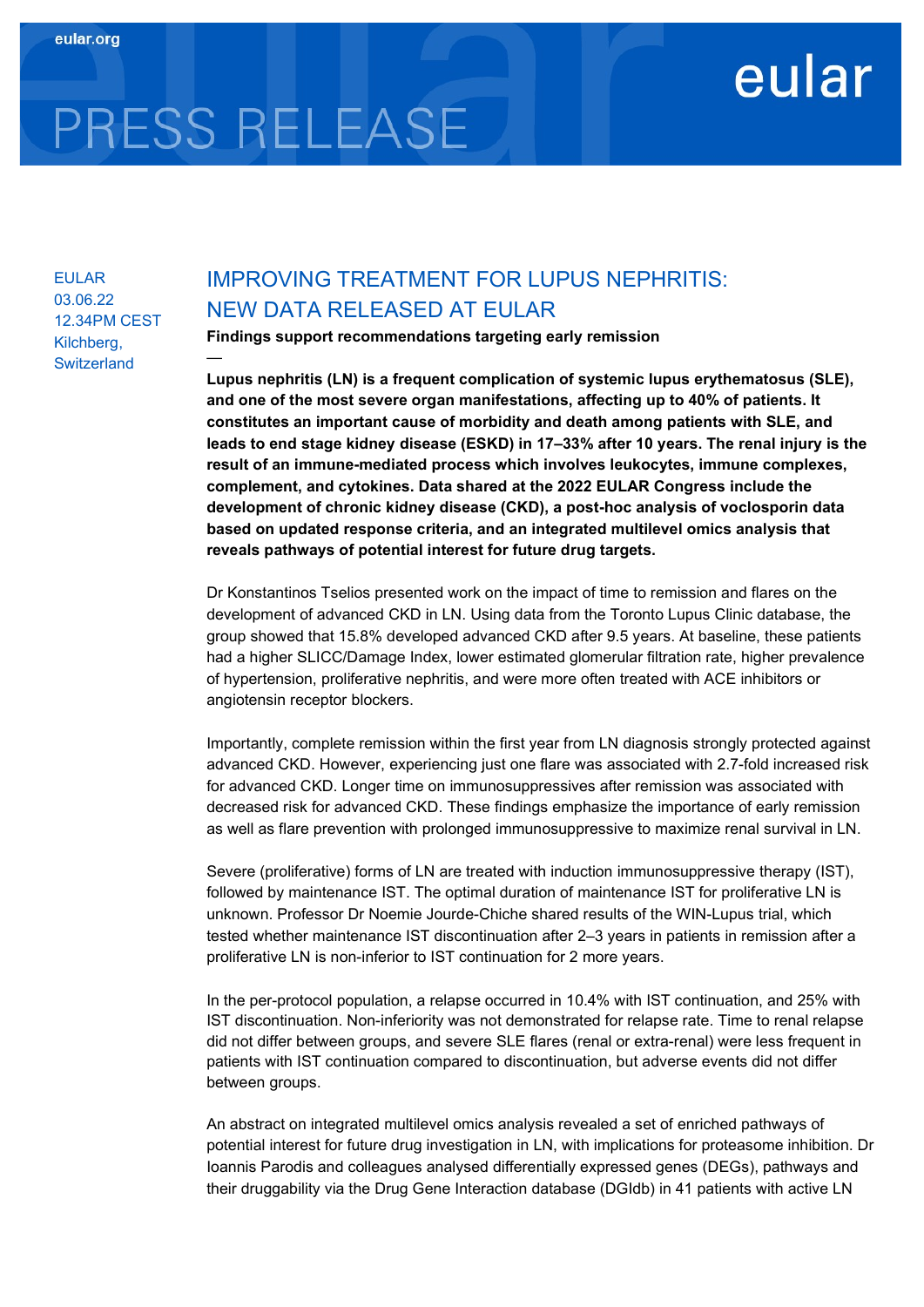# PRESS RELEASE

EULAR
03.06.22
12.34PM CEST
Kilchberg, Switzerland

## IMPROVING TREATMENT FOR LUPUS NEPHRITIS: NEW DATA RELEASED AT EULAR

**Findings support recommendations targeting early remission**

—

**Lupus nephritis (LN) is a frequent complication of systemic lupus erythematosus (SLE), and one of the most severe organ manifestations, affecting up to 40% of patients. It constitutes an important cause of morbidity and death among patients with SLE, and leads to end stage kidney disease (ESKD) in 17–33% after 10 years. The renal injury is the result of an immune-mediated process which involves leukocytes, immune complexes, complement, and cytokines. Data shared at the 2022 EULAR Congress include the development of chronic kidney disease (CKD), a post-hoc analysis of voclosporin data based on updated response criteria, and an integrated multilevel omics analysis that reveals pathways of potential interest for future drug targets.**

Dr Konstantinos Tselios presented work on the impact of time to remission and flares on the development of advanced CKD in LN. Using data from the Toronto Lupus Clinic database, the group showed that 15.8% developed advanced CKD after 9.5 years. At baseline, these patients had a higher SLICC/Damage Index, lower estimated glomerular filtration rate, higher prevalence of hypertension, proliferative nephritis, and were more often treated with ACE inhibitors or angiotensin receptor blockers.

Importantly, complete remission within the first year from LN diagnosis strongly protected against advanced CKD. However, experiencing just one flare was associated with 2.7-fold increased risk for advanced CKD. Longer time on immunosuppressives after remission was associated with decreased risk for advanced CKD. These findings emphasize the importance of early remission as well as flare prevention with prolonged immunosuppressive to maximize renal survival in LN.

Severe (proliferative) forms of LN are treated with induction immunosuppressive therapy (IST), followed by maintenance IST. The optimal duration of maintenance IST for proliferative LN is unknown. Professor Dr Noemie Jourde-Chiche shared results of the WIN-Lupus trial, which tested whether maintenance IST discontinuation after 2–3 years in patients in remission after a proliferative LN is non-inferior to IST continuation for 2 more years.

In the per-protocol population, a relapse occurred in 10.4% with IST continuation, and 25% with IST discontinuation. Non-inferiority was not demonstrated for relapse rate. Time to renal relapse did not differ between groups, and severe SLE flares (renal or extra-renal) were less frequent in patients with IST continuation compared to discontinuation, but adverse events did not differ between groups.

An abstract on integrated multilevel omics analysis revealed a set of enriched pathways of potential interest for future drug investigation in LN, with implications for proteasome inhibition. Dr Ioannis Parodis and colleagues analysed differentially expressed genes (DEGs), pathways and their druggability via the Drug Gene Interaction database (DGIdb) in 41 patients with active LN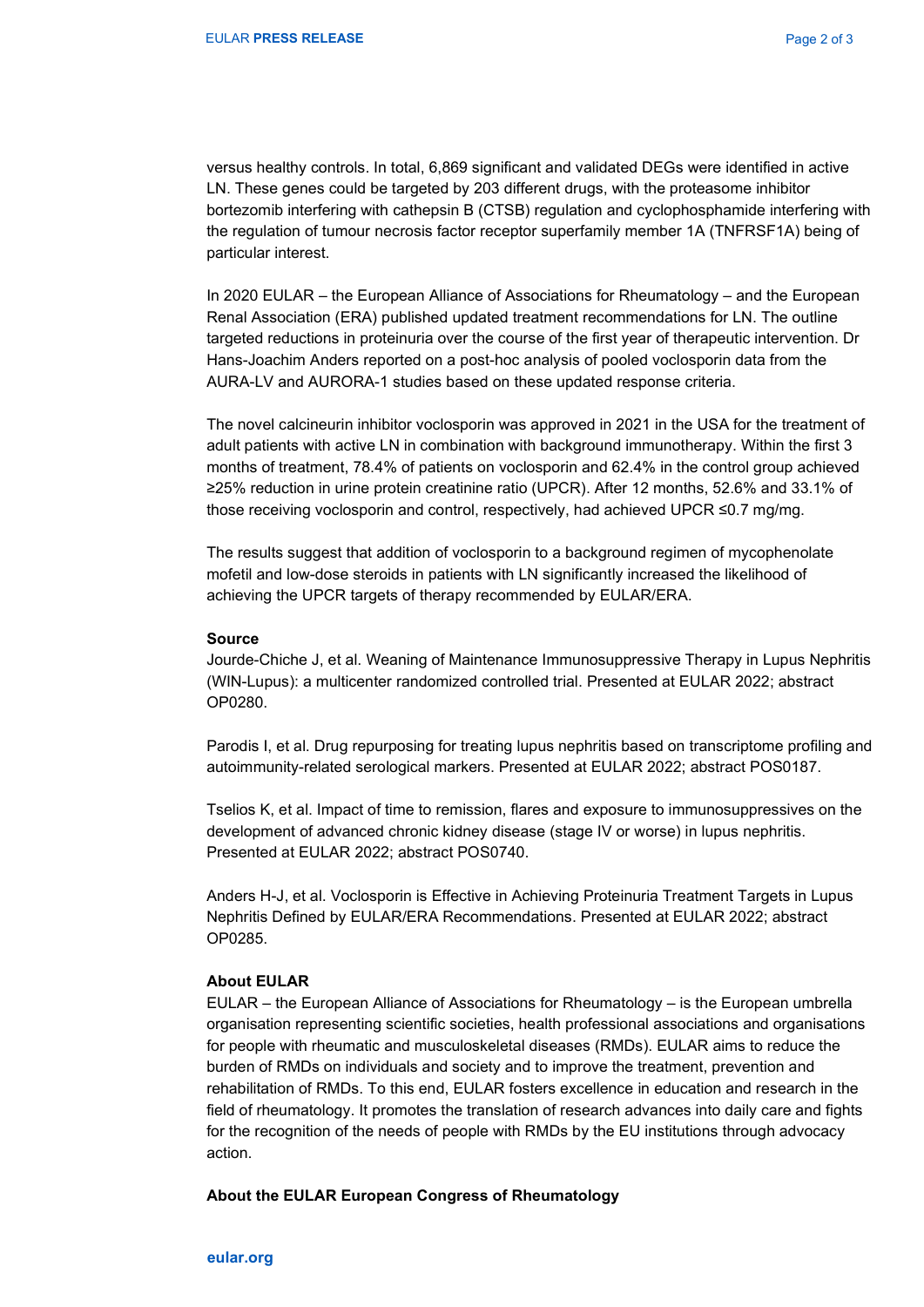versus healthy controls. In total, 6,869 significant and validated DEGs were identified in active LN. These genes could be targeted by 203 different drugs, with the proteasome inhibitor bortezomib interfering with cathepsin B (CTSB) regulation and cyclophosphamide interfering with the regulation of tumour necrosis factor receptor superfamily member 1A (TNFRSF1A) being of particular interest.

In 2020 EULAR – the European Alliance of Associations for Rheumatology – and the European Renal Association (ERA) published updated treatment recommendations for LN. The outline targeted reductions in proteinuria over the course of the first year of therapeutic intervention. Dr Hans-Joachim Anders reported on a post-hoc analysis of pooled voclosporin data from the AURA-LV and AURORA-1 studies based on these updated response criteria.

The novel calcineurin inhibitor voclosporin was approved in 2021 in the USA for the treatment of adult patients with active LN in combination with background immunotherapy. Within the first 3 months of treatment, 78.4% of patients on voclosporin and 62.4% in the control group achieved ≥25% reduction in urine protein creatinine ratio (UPCR). After 12 months, 52.6% and 33.1% of those receiving voclosporin and control, respectively, had achieved UPCR ≤0.7 mg/mg.

The results suggest that addition of voclosporin to a background regimen of mycophenolate mofetil and low-dose steroids in patients with LN significantly increased the likelihood of achieving the UPCR targets of therapy recommended by EULAR/ERA.

**Source**

Jourde-Chiche J, et al. Weaning of Maintenance Immunosuppressive Therapy in Lupus Nephritis (WIN-Lupus): a multicenter randomized controlled trial. Presented at EULAR 2022; abstract OP0280.

Parodis I, et al. Drug repurposing for treating lupus nephritis based on transcriptome profiling and autoimmunity-related serological markers. Presented at EULAR 2022; abstract POS0187.

Tselios K, et al. Impact of time to remission, flares and exposure to immunosuppressives on the development of advanced chronic kidney disease (stage IV or worse) in lupus nephritis. Presented at EULAR 2022; abstract POS0740.

Anders H-J, et al. Voclosporin is Effective in Achieving Proteinuria Treatment Targets in Lupus Nephritis Defined by EULAR/ERA Recommendations. Presented at EULAR 2022; abstract OP0285.

**About EULAR**

EULAR – the European Alliance of Associations for Rheumatology – is the European umbrella organisation representing scientific societies, health professional associations and organisations for people with rheumatic and musculoskeletal diseases (RMDs). EULAR aims to reduce the burden of RMDs on individuals and society and to improve the treatment, prevention and rehabilitation of RMDs. To this end, EULAR fosters excellence in education and research in the field of rheumatology. It promotes the translation of research advances into daily care and fights for the recognition of the needs of people with RMDs by the EU institutions through advocacy action.

**About the EULAR European Congress of Rheumatology**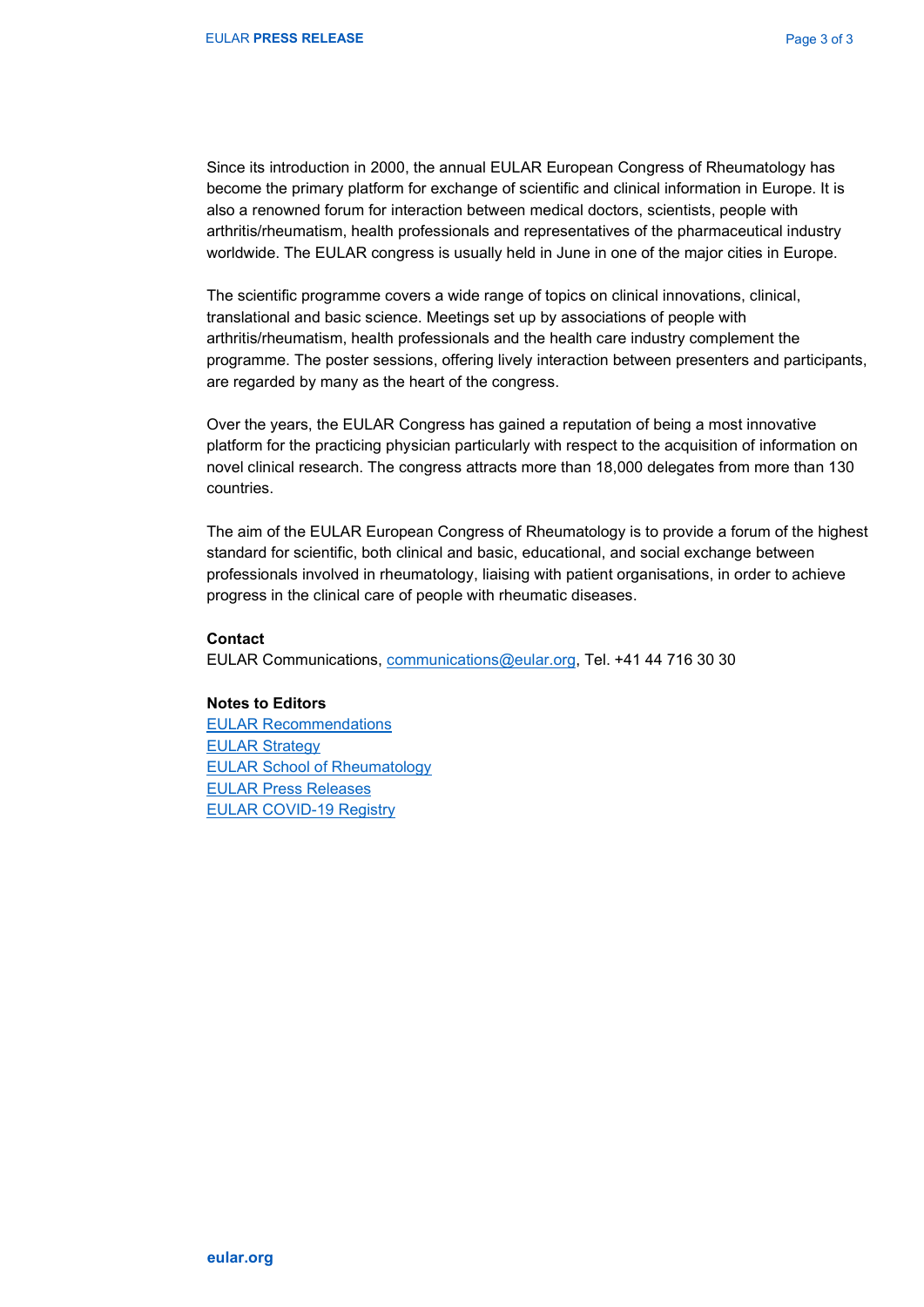Since its introduction in 2000, the annual EULAR European Congress of Rheumatology has become the primary platform for exchange of scientific and clinical information in Europe. It is also a renowned forum for interaction between medical doctors, scientists, people with arthritis/rheumatism, health professionals and representatives of the pharmaceutical industry worldwide. The EULAR congress is usually held in June in one of the major cities in Europe.

The scientific programme covers a wide range of topics on clinical innovations, clinical, translational and basic science. Meetings set up by associations of people with arthritis/rheumatism, health professionals and the health care industry complement the programme. The poster sessions, offering lively interaction between presenters and participants, are regarded by many as the heart of the congress.

Over the years, the EULAR Congress has gained a reputation of being a most innovative platform for the practicing physician particularly with respect to the acquisition of information on novel clinical research. The congress attracts more than 18,000 delegates from more than 130 countries.

The aim of the EULAR European Congress of Rheumatology is to provide a forum of the highest standard for scientific, both clinical and basic, educational, and social exchange between professionals involved in rheumatology, liaising with patient organisations, in order to achieve progress in the clinical care of people with rheumatic diseases.

**Contact**
EULAR Communications, communications@eular.org, Tel. +41 44 716 30 30

**Notes to Editors**
EULAR Recommendations
EULAR Strategy
EULAR School of Rheumatology
EULAR Press Releases
EULAR COVID-19 Registry